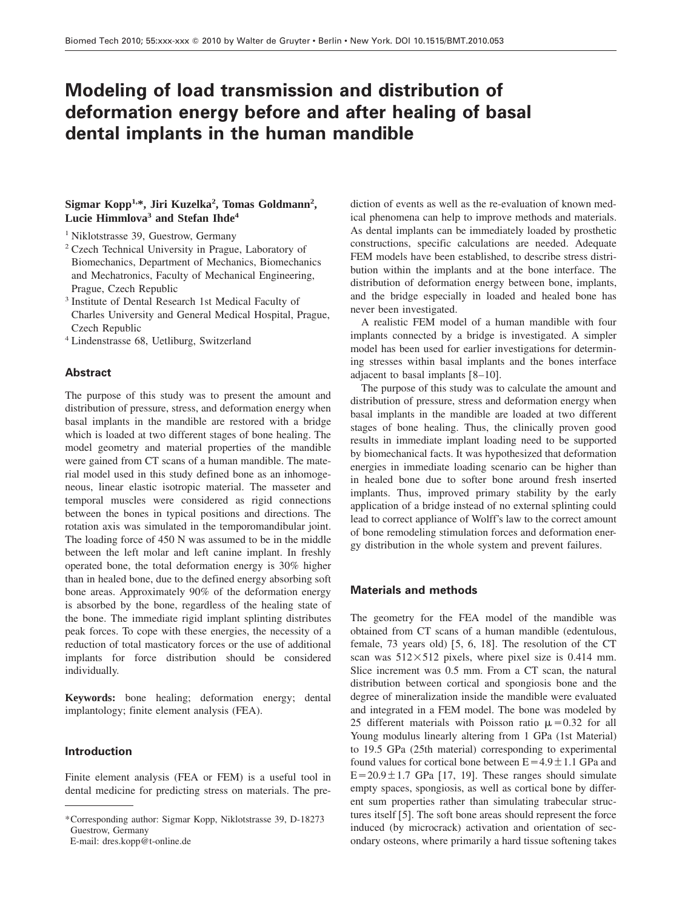# Modeling of load transmission and distribution of deformation energy before and after healing of basal dental implants in the human mandible

**Sigmar Kopp[1,*], Jiri Kuzelka[2], Tomas Goldmann[2], Lucie Himmlova[3] and Stefan Ihde[4]**

[1] Niklotstrasse 39, Guestrow, Germany

[2] Czech Technical University in Prague, Laboratory of Biomechanics, Department of Mechanics, Biomechanics and Mechatronics, Faculty of Mechanical Engineering, Prague, Czech Republic

[3] Institute of Dental Research 1st Medical Faculty of Charles University and General Medical Hospital, Prague, Czech Republic

[4] Lindenstrasse 68, Uetliburg, Switzerland

## Abstract

The purpose of this study was to present the amount and distribution of pressure, stress, and deformation energy when basal implants in the mandible are restored with a bridge which is loaded at two different stages of bone healing. The model geometry and material properties of the mandible were gained from CT scans of a human mandible. The material model used in this study defined bone as an inhomogeneous, linear elastic isotropic material. The masseter and temporal muscles were considered as rigid connections between the bones in typical positions and directions. The rotation axis was simulated in the temporomandibular joint. The loading force of 450 N was assumed to be in the middle between the left molar and left canine implant. In freshly operated bone, the total deformation energy is 30% higher than in healed bone, due to the defined energy absorbing soft bone areas. Approximately 90% of the deformation energy is absorbed by the bone, regardless of the healing state of the bone. The immediate rigid implant splinting distributes peak forces. To cope with these energies, the necessity of a reduction of total masticatory forces or the use of additional implants for force distribution should be considered individually.

**Keywords:** bone healing; deformation energy; dental implantology; finite element analysis (FEA).

## Introduction

Finite element analysis (FEA or FEM) is a useful tool in dental medicine for predicting stress on materials. The prediction of events as well as the re-evaluation of known medical phenomena can help to improve methods and materials. As dental implants can be immediately loaded by prosthetic constructions, specific calculations are needed. Adequate FEM models have been established, to describe stress distribution within the implants and at the bone interface. The distribution of deformation energy between bone, implants, and the bridge especially in loaded and healed bone has never been investigated.

A realistic FEM model of a human mandible with four implants connected by a bridge is investigated. A simpler model has been used for earlier investigations for determining stresses within basal implants and the bones interface adjacent to basal implants [8–10].

The purpose of this study was to calculate the amount and distribution of pressure, stress and deformation energy when basal implants in the mandible are loaded at two different stages of bone healing. Thus, the clinically proven good results in immediate implant loading need to be supported by biomechanical facts. It was hypothesized that deformation energies in immediate loading scenario can be higher than in healed bone due to softer bone around fresh inserted implants. Thus, improved primary stability by the early application of a bridge instead of no external splinting could lead to correct appliance of Wolff's law to the correct amount of bone remodeling stimulation forces and deformation energy distribution in the whole system and prevent failures.

## Materials and methods

The geometry for the FEA model of the mandible was obtained from CT scans of a human mandible (edentulous, female, 73 years old) [5, 6, 18]. The resolution of the CT scan was 512×512 pixels, where pixel size is 0.414 mm. Slice increment was 0.5 mm. From a CT scan, the natural distribution between cortical and spongiosis bone and the degree of mineralization inside the mandible were evaluated and integrated in a FEM model. The bone was modeled by 25 different materials with Poisson ratio $\mu = 0.32$ for all Young modulus linearly altering from 1 GPa (1st Material) to 19.5 GPa (25th material) corresponding to experimental found values for cortical bone between $E = 4.9 \pm 1.1$ GPa and $E = 20.9 \pm 1.7$ GPa [17, 19]. These ranges should simulate empty spaces, spongiosis, as well as cortical bone by different sum properties rather than simulating trabecular structures itself [5]. The soft bone areas should represent the force induced (by microcrack) activation and orientation of secondary osteons, where primarily a hard tissue softening takes

*Corresponding author: Sigmar Kopp, Niklotstrasse 39, D-18273 Guestrow, Germany
E-mail: dres.kopp@t-online.de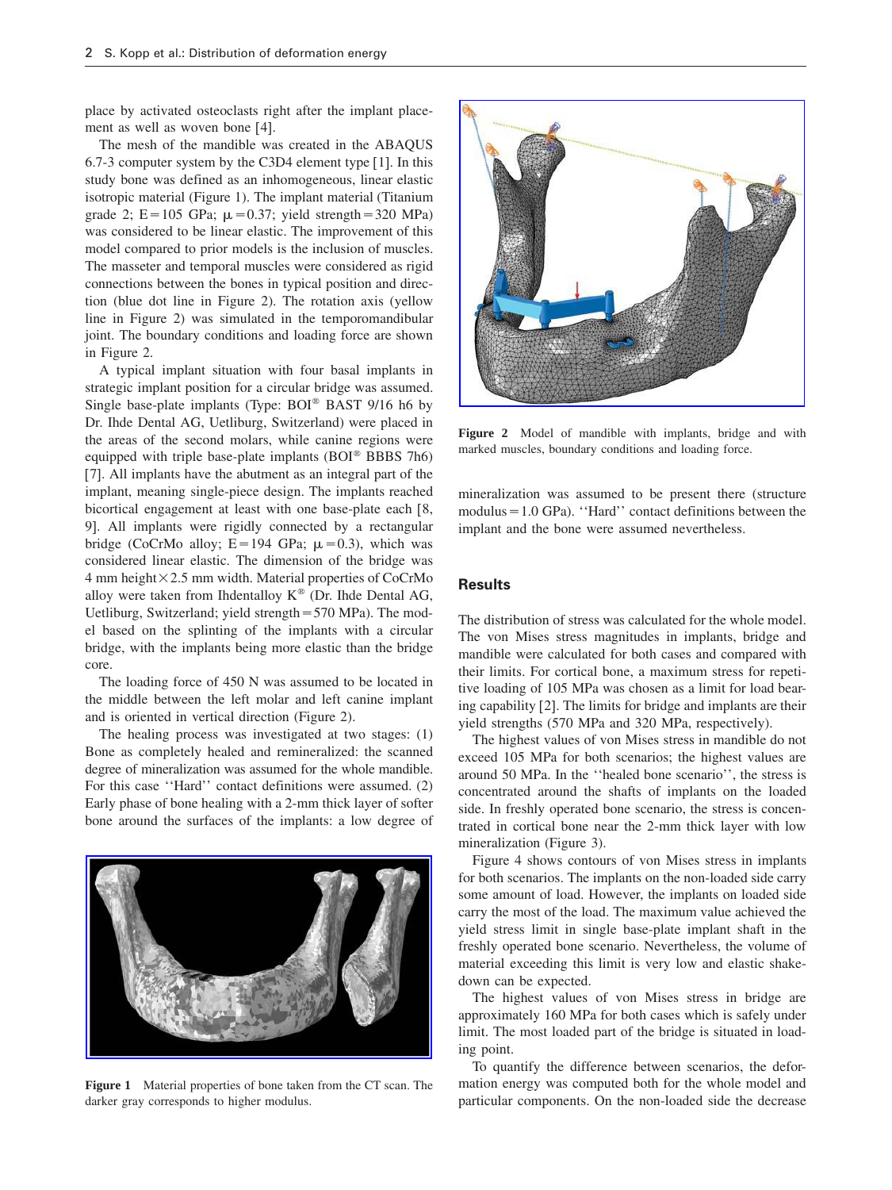place by activated osteoclasts right after the implant placement as well as woven bone [4].

The mesh of the mandible was created in the ABAQUS 6.7-3 computer system by the C3D4 element type [1]. In this study bone was defined as an inhomogeneous, linear elastic isotropic material (Figure 1). The implant material (Titanium grade 2; E = 105 GPa; $\mu$ = 0.37; yield strength = 320 MPa) was considered to be linear elastic. The improvement of this model compared to prior models is the inclusion of muscles. The masseter and temporal muscles were considered as rigid connections between the bones in typical position and direction (blue dot line in Figure 2). The rotation axis (yellow line in Figure 2) was simulated in the temporomandibular joint. The boundary conditions and loading force are shown in Figure 2.

A typical implant situation with four basal implants in strategic implant position for a circular bridge was assumed. Single base-plate implants (Type: BOI® BAST 9/16 h6 by Dr. Ihde Dental AG, Uetliburg, Switzerland) were placed in the areas of the second molars, while canine regions were equipped with triple base-plate implants (BOI® BBBS 7h6) [7]. All implants have the abutment as an integral part of the implant, meaning single-piece design. The implants reached bicortical engagement at least with one base-plate each [8, 9]. All implants were rigidly connected by a rectangular bridge (CoCrMo alloy; E = 194 GPa; $\mu$ = 0.3), which was considered linear elastic. The dimension of the bridge was 4 mm height × 2.5 mm width. Material properties of CoCrMo alloy were taken from Ihdentalloy K® (Dr. Ihde Dental AG, Uetliburg, Switzerland; yield strength = 570 MPa). The model based on the splinting of the implants with a circular bridge, with the implants being more elastic than the bridge core.

The loading force of 450 N was assumed to be located in the middle between the left molar and left canine implant and is oriented in vertical direction (Figure 2).

The healing process was investigated at two stages: (1) Bone as completely healed and remineralized: the scanned degree of mineralization was assumed for the whole mandible. For this case ''Hard'' contact definitions were assumed. (2) Early phase of bone healing with a 2-mm thick layer of softer bone around the surfaces of the implants: a low degree of mineralization was assumed to be present there (structure modulus = 1.0 GPa). ''Hard'' contact definitions between the implant and the bone were assumed nevertheless.

**Figure 1** Material properties of bone taken from the CT scan. The darker gray corresponds to higher modulus.

**Figure 2** Model of mandible with implants, bridge and with marked muscles, boundary conditions and loading force.

## Results

The distribution of stress was calculated for the whole model. The von Mises stress magnitudes in implants, bridge and mandible were calculated for both cases and compared with their limits. For cortical bone, a maximum stress for repetitive loading of 105 MPa was chosen as a limit for load bearing capability [2]. The limits for bridge and implants are their yield strengths (570 MPa and 320 MPa, respectively).

The highest values of von Mises stress in mandible do not exceed 105 MPa for both scenarios; the highest values are around 50 MPa. In the ''healed bone scenario'', the stress is concentrated around the shafts of implants on the loaded side. In freshly operated bone scenario, the stress is concentrated in cortical bone near the 2-mm thick layer with low mineralization (Figure 3).

Figure 4 shows contours of von Mises stress in implants for both scenarios. The implants on the non-loaded side carry some amount of load. However, the implants on loaded side carry the most of the load. The maximum value achieved the yield stress limit in single base-plate implant shaft in the freshly operated bone scenario. Nevertheless, the volume of material exceeding this limit is very low and elastic shakedown can be expected.

The highest values of von Mises stress in bridge are approximately 160 MPa for both cases which is safely under limit. The most loaded part of the bridge is situated in loading point.

To quantify the difference between scenarios, the deformation energy was computed both for the whole model and particular components. On the non-loaded side the decrease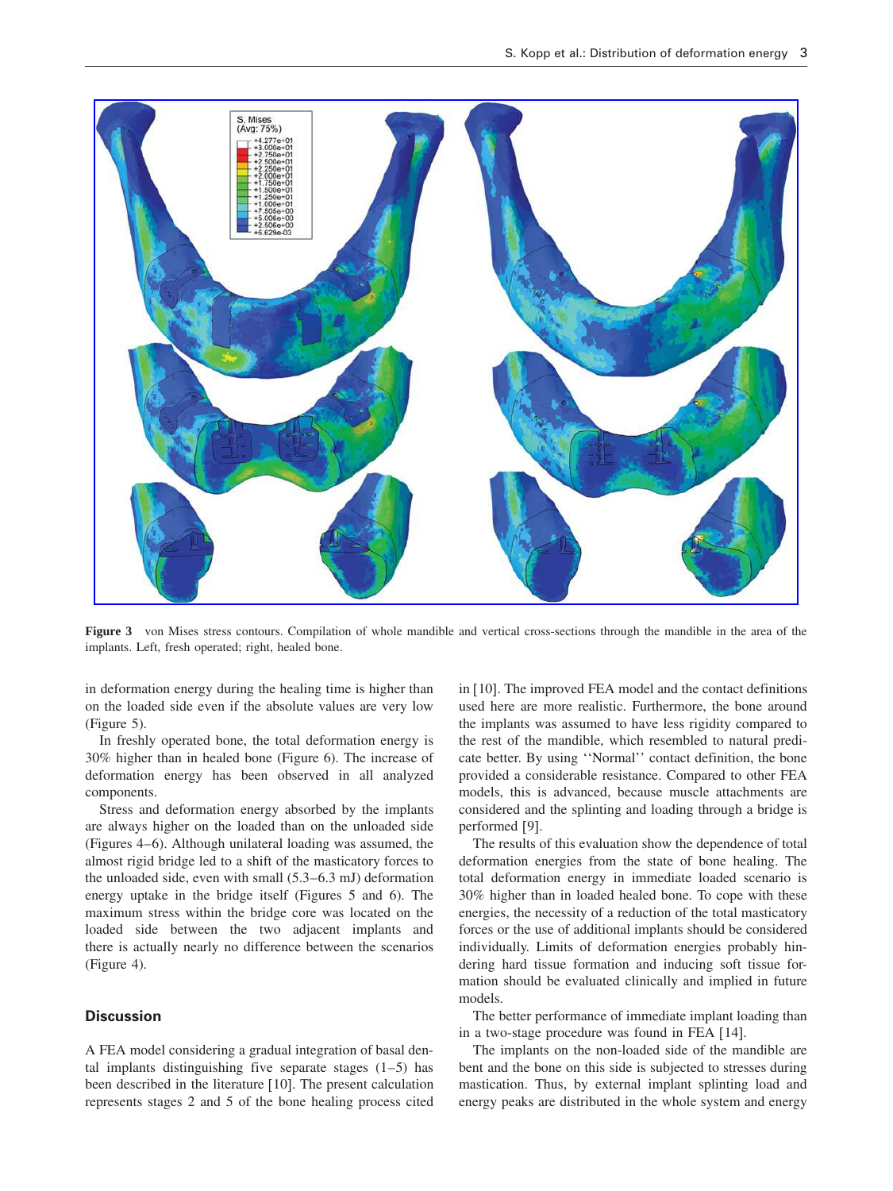**Figure 3** von Mises stress contours. Compilation of whole mandible and vertical cross-sections through the mandible in the area of the implants. Left, fresh operated; right, healed bone.

in deformation energy during the healing time is higher than on the loaded side even if the absolute values are very low (Figure 5).

In freshly operated bone, the total deformation energy is 30% higher than in healed bone (Figure 6). The increase of deformation energy has been observed in all analyzed components.

Stress and deformation energy absorbed by the implants are always higher on the loaded than on the unloaded side (Figures 4–6). Although unilateral loading was assumed, the almost rigid bridge led to a shift of the masticatory forces to the unloaded side, even with small (5.3–6.3 mJ) deformation energy uptake in the bridge itself (Figures 5 and 6). The maximum stress within the bridge core was located on the loaded side between the two adjacent implants and there is actually nearly no difference between the scenarios (Figure 4).

## Discussion

A FEA model considering a gradual integration of basal dental implants distinguishing five separate stages (1–5) has been described in the literature [10]. The present calculation represents stages 2 and 5 of the bone healing process cited in [10]. The improved FEA model and the contact definitions used here are more realistic. Furthermore, the bone around the implants was assumed to have less rigidity compared to the rest of the mandible, which resembled to natural predicate better. By using ''Normal'' contact definition, the bone provided a considerable resistance. Compared to other FEA models, this is advanced, because muscle attachments are considered and the splinting and loading through a bridge is performed [9].

The results of this evaluation show the dependence of total deformation energies from the state of bone healing. The total deformation energy in immediate loaded scenario is 30% higher than in loaded healed bone. To cope with these energies, the necessity of a reduction of the total masticatory forces or the use of additional implants should be considered individually. Limits of deformation energies probably hindering hard tissue formation and inducing soft tissue formation should be evaluated clinically and implied in future models.

The better performance of immediate implant loading than in a two-stage procedure was found in FEA [14].

The implants on the non-loaded side of the mandible are bent and the bone on this side is subjected to stresses during mastication. Thus, by external implant splinting load and energy peaks are distributed in the whole system and energy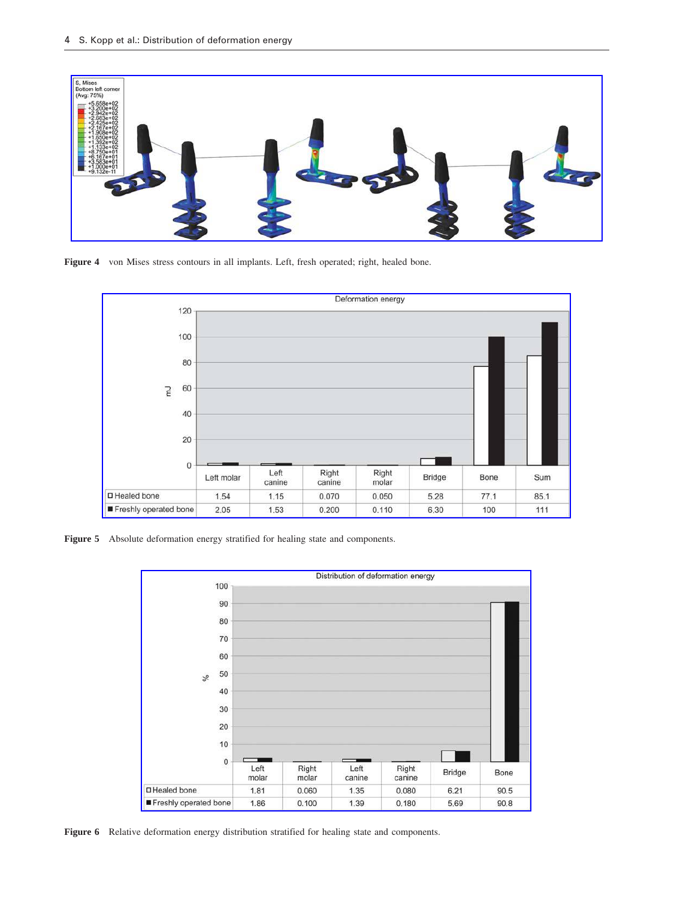Figure 4 von Mises stress contours in all implants. Left, fresh operated; right, healed bone.

| | Left molar | Left canine | Right canine | Right molar | Bridge | Bone | Sum |
|---|---|---|---|---|---|---|---|
| Healed bone | 1.54 | 1.15 | 0.070 | 0.050 | 5.28 | 77.1 | 85.1 |
| Freshly operated bone | 2.05 | 1.53 | 0.200 | 0.110 | 6.30 | 100 | 111 |

Figure 5 Absolute deformation energy stratified for healing state and components.

| | Left molar | Right molar | Left canine | Right canine | Bridge | Bone |
|---|---|---|---|---|---|---|
| Healed bone | 1.81 | 0.060 | 1.35 | 0.080 | 6.21 | 90.5 |
| Freshly operated bone | 1.86 | 0.100 | 1.39 | 0.180 | 5.69 | 90.8 |

Figure 6 Relative deformation energy distribution stratified for healing state and components.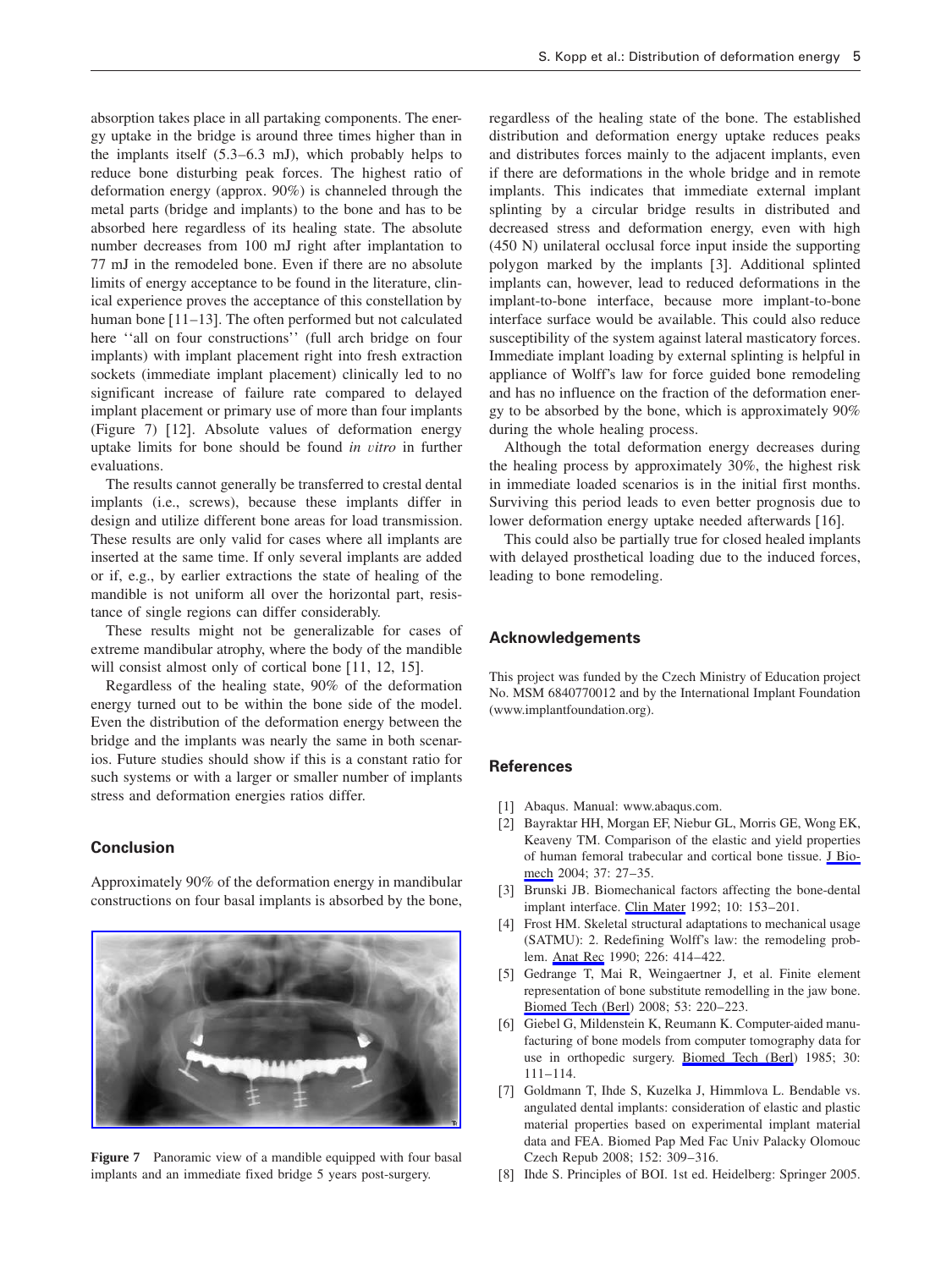absorption takes place in all partaking components. The energy uptake in the bridge is around three times higher than in the implants itself (5.3–6.3 mJ), which probably helps to reduce bone disturbing peak forces. The highest ratio of deformation energy (approx. 90%) is channeled through the metal parts (bridge and implants) to the bone and has to be absorbed here regardless of its healing state. The absolute number decreases from 100 mJ right after implantation to 77 mJ in the remodeled bone. Even if there are no absolute limits of energy acceptance to be found in the literature, clinical experience proves the acceptance of this constellation by human bone [11–13]. The often performed but not calculated here ''all on four constructions'' (full arch bridge on four implants) with implant placement right into fresh extraction sockets (immediate implant placement) clinically led to no significant increase of failure rate compared to delayed implant placement or primary use of more than four implants (Figure 7) [12]. Absolute values of deformation energy uptake limits for bone should be found *in vitro* in further evaluations.

The results cannot generally be transferred to crestal dental implants (i.e., screws), because these implants differ in design and utilize different bone areas for load transmission. These results are only valid for cases where all implants are inserted at the same time. If only several implants are added or if, e.g., by earlier extractions the state of healing of the mandible is not uniform all over the horizontal part, resistance of single regions can differ considerably.

These results might not be generalizable for cases of extreme mandibular atrophy, where the body of the mandible will consist almost only of cortical bone [11, 12, 15].

Regardless of the healing state, 90% of the deformation energy turned out to be within the bone side of the model. Even the distribution of the deformation energy between the bridge and the implants was nearly the same in both scenarios. Future studies should show if this is a constant ratio for such systems or with a larger or smaller number of implants stress and deformation energies ratios differ.

## Conclusion

Approximately 90% of the deformation energy in mandibular constructions on four basal implants is absorbed by the bone, regardless of the healing state of the bone. The established distribution and deformation energy uptake reduces peaks and distributes forces mainly to the adjacent implants, even if there are deformations in the whole bridge and in remote implants. This indicates that immediate external implant splinting by a circular bridge results in distributed and decreased stress and deformation energy, even with high (450 N) unilateral occlusal force input inside the supporting polygon marked by the implants [3]. Additional splinted implants can, however, lead to reduced deformations in the implant-to-bone interface, because more implant-to-bone interface surface would be available. This could also reduce susceptibility of the system against lateral masticatory forces. Immediate implant loading by external splinting is helpful in appliance of Wolff's law for force guided bone remodeling and has no influence on the fraction of the deformation energy to be absorbed by the bone, which is approximately 90% during the whole healing process.

Although the total deformation energy decreases during the healing process by approximately 30%, the highest risk in immediate loaded scenarios is in the initial first months. Surviving this period leads to even better prognosis due to lower deformation energy uptake needed afterwards [16].

This could also be partially true for closed healed implants with delayed prosthetical loading due to the induced forces, leading to bone remodeling.

**Figure 7** Panoramic view of a mandible equipped with four basal implants and an immediate fixed bridge 5 years post-surgery.

## Acknowledgements

This project was funded by the Czech Ministry of Education project No. MSM 6840770012 and by the International Implant Foundation (www.implantfoundation.org).

## References

[1] Abaqus. Manual: www.abaqus.com.

[2] Bayraktar HH, Morgan EF, Niebur GL, Morris GE, Wong EK, Keaveny TM. Comparison of the elastic and yield properties of human femoral trabecular and cortical bone tissue. J Biomech 2004; 37: 27–35.

[3] Brunski JB. Biomechanical factors affecting the bone-dental implant interface. Clin Mater 1992; 10: 153–201.

[4] Frost HM. Skeletal structural adaptations to mechanical usage (SATMU): 2. Redefining Wolff's law: the remodeling problem. Anat Rec 1990; 226: 414–422.

[5] Gedrange T, Mai R, Weingaertner J, et al. Finite element representation of bone substitute remodelling in the jaw bone. Biomed Tech (Berl) 2008; 53: 220–223.

[6] Giebel G, Mildenstein K, Reumann K. Computer-aided manufacturing of bone models from computer tomography data for use in orthopedic surgery. Biomed Tech (Berl) 1985; 30: 111–114.

[7] Goldmann T, Ihde S, Kuzelka J, Himmlova L. Bendable vs. angulated dental implants: consideration of elastic and plastic material properties based on experimental implant material data and FEA. Biomed Pap Med Fac Univ Palacky Olomouc Czech Repub 2008; 152: 309–316.

[8] Ihde S. Principles of BOI. 1st ed. Heidelberg: Springer 2005.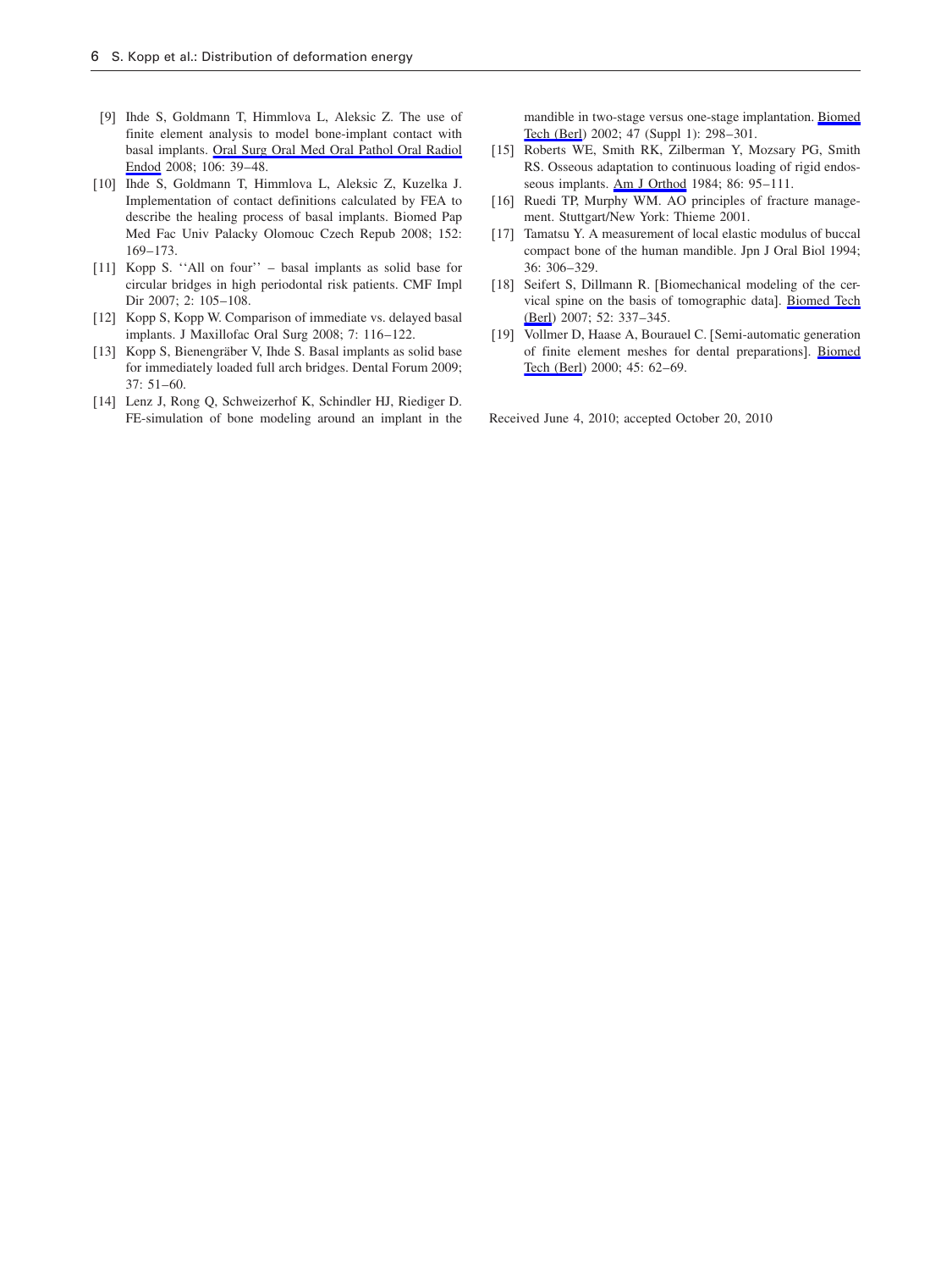[9] Ihde S, Goldmann T, Himmlova L, Aleksic Z. The use of finite element analysis to model bone-implant contact with basal implants. Oral Surg Oral Med Oral Pathol Oral Radiol Endod 2008; 106: 39–48.

[10] Ihde S, Goldmann T, Himmlova L, Aleksic Z, Kuzelka J. Implementation of contact definitions calculated by FEA to describe the healing process of basal implants. Biomed Pap Med Fac Univ Palacky Olomouc Czech Repub 2008; 152: 169–173.

[11] Kopp S. ''All on four'' – basal implants as solid base for circular bridges in high periodontal risk patients. CMF Impl Dir 2007; 2: 105–108.

[12] Kopp S, Kopp W. Comparison of immediate vs. delayed basal implants. J Maxillofac Oral Surg 2008; 7: 116–122.

[13] Kopp S, Bienengräber V, Ihde S. Basal implants as solid base for immediately loaded full arch bridges. Dental Forum 2009; 37: 51–60.

[14] Lenz J, Rong Q, Schweizerhof K, Schindler HJ, Riediger D. FE-simulation of bone modeling around an implant in the mandible in two-stage versus one-stage implantation. Biomed Tech (Berl) 2002; 47 (Suppl 1): 298–301.

[15] Roberts WE, Smith RK, Zilberman Y, Mozsary PG, Smith RS. Osseous adaptation to continuous loading of rigid endosseous implants. Am J Orthod 1984; 86: 95–111.

[16] Ruedi TP, Murphy WM. AO principles of fracture management. Stuttgart/New York: Thieme 2001.

[17] Tamatsu Y. A measurement of local elastic modulus of buccal compact bone of the human mandible. Jpn J Oral Biol 1994; 36: 306–329.

[18] Seifert S, Dillmann R. [Biomechanical modeling of the cervical spine on the basis of tomographic data]. Biomed Tech (Berl) 2007; 52: 337–345.

[19] Vollmer D, Haase A, Bourauel C. [Semi-automatic generation of finite element meshes for dental preparations]. Biomed Tech (Berl) 2000; 45: 62–69.

Received June 4, 2010; accepted October 20, 2010